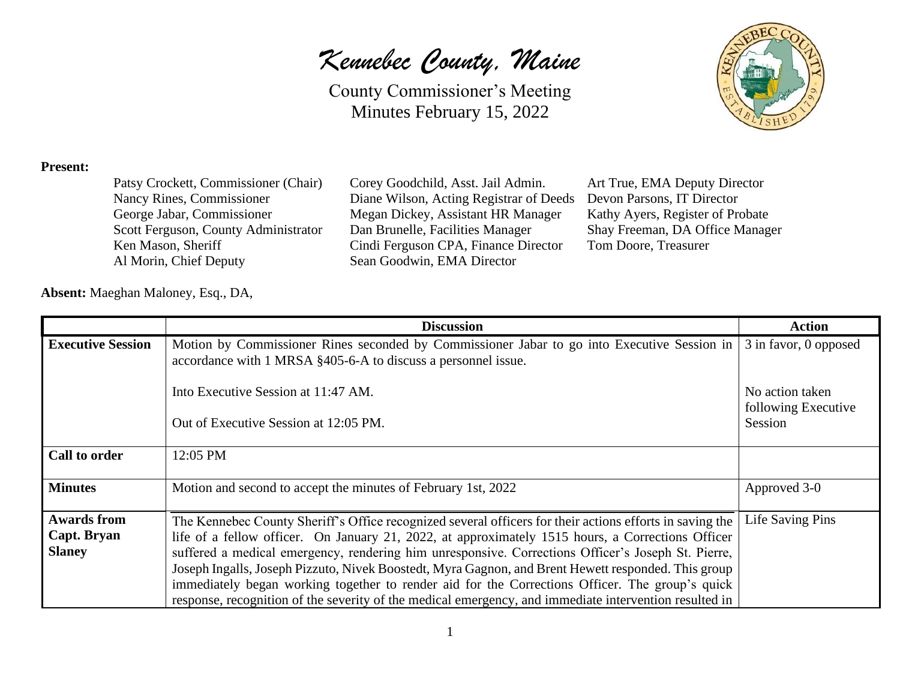# *Kennebec County, Maine*

County Commissioner's Meeting
Minutes February 15, 2022

**Present:**

Patsy Crockett, Commissioner (Chair)
Nancy Rines, Commissioner
George Jabar, Commissioner
Scott Ferguson, County Administrator
Ken Mason, Sheriff
Al Morin, Chief Deputy
Corey Goodchild, Asst. Jail Admin.
Diane Wilson, Acting Registrar of Deeds
Megan Dickey, Assistant HR Manager
Dan Brunelle, Facilities Manager
Cindi Ferguson CPA, Finance Director
Sean Goodwin, EMA Director
Art True, EMA Deputy Director
Devon Parsons, IT Director
Kathy Ayers, Register of Probate
Shay Freeman, DA Office Manager
Tom Doore, Treasurer

**Absent:** Maeghan Maloney, Esq., DA,

| | Discussion | Action |
|---|---|---|
| **Executive Session** | Motion by Commissioner Rines seconded by Commissioner Jabar to go into Executive Session in accordance with 1 MRSA §405-6-A to discuss a personnel issue.<br><br>Into Executive Session at 11:47 AM.<br><br>Out of Executive Session at 12:05 PM. | 3 in favor, 0 opposed<br><br>No action taken following Executive Session |
| **Call to order** | 12:05 PM | |
| **Minutes** | Motion and second to accept the minutes of February 1st, 2022 | Approved 3-0 |
| **Awards from Capt. Bryan Slaney** | The Kennebec County Sheriff's Office recognized several officers for their actions efforts in saving the life of a fellow officer. On January 21, 2022, at approximately 1515 hours, a Corrections Officer suffered a medical emergency, rendering him unresponsive. Corrections Officer's Joseph St. Pierre, Joseph Ingalls, Joseph Pizzuto, Nivek Boostedt, Myra Gagnon, and Brent Hewett responded. This group immediately began working together to render aid for the Corrections Officer. The group's quick response, recognition of the severity of the medical emergency, and immediate intervention resulted in | Life Saving Pins |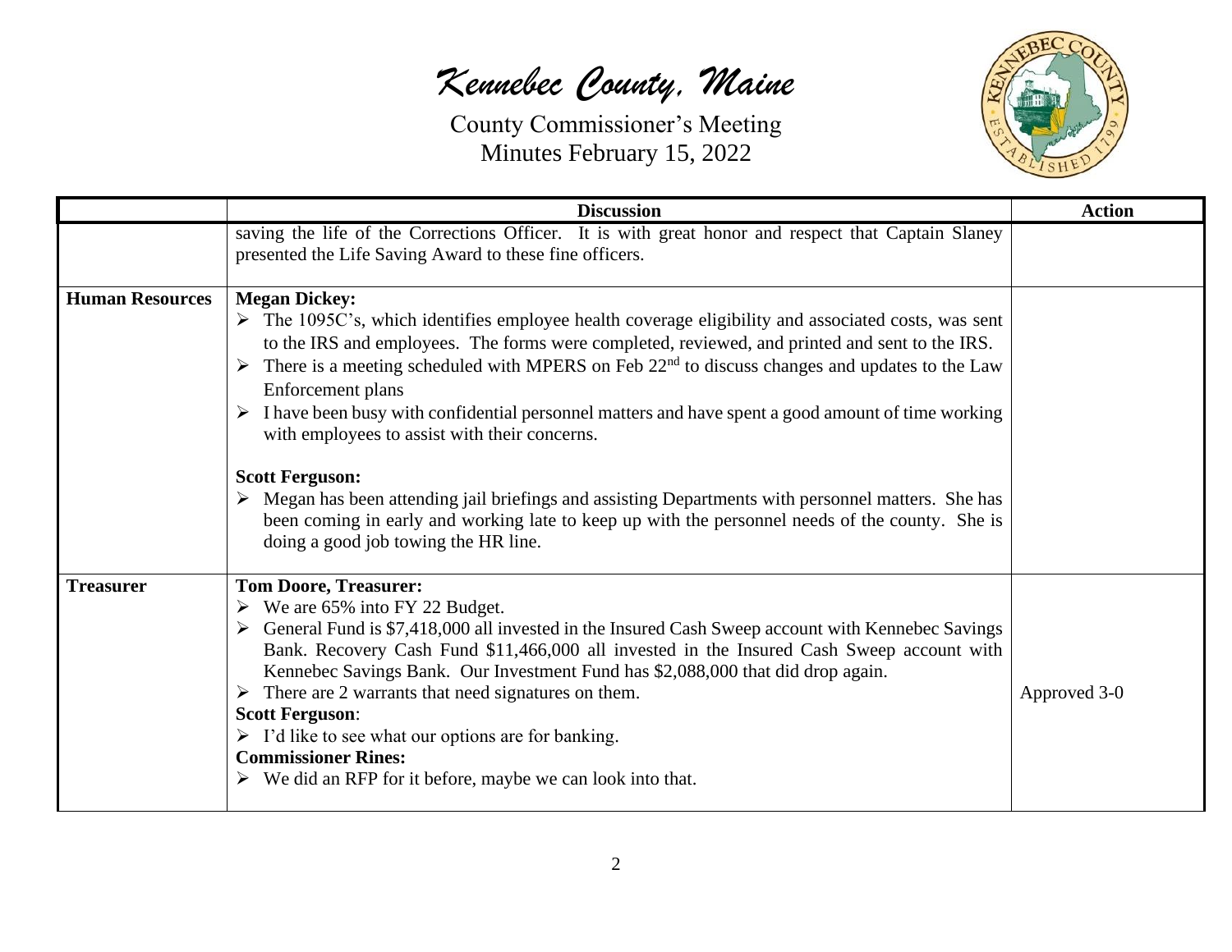*Kennebec County, Maine*

County Commissioner's Meeting
Minutes February 15, 2022

| | Discussion | Action |
|---|---|---|
| | saving the life of the Corrections Officer. It is with great honor and respect that Captain Slaney presented the Life Saving Award to these fine officers. | |
| **Human Resources** | **Megan Dickey:**<br>➢ The 1095C's, which identifies employee health coverage eligibility and associated costs, was sent to the IRS and employees. The forms were completed, reviewed, and printed and sent to the IRS.<br>➢ There is a meeting scheduled with MPERS on Feb 22nd to discuss changes and updates to the Law Enforcement plans<br>➢ I have been busy with confidential personnel matters and have spent a good amount of time working with employees to assist with their concerns.<br><br>**Scott Ferguson:**<br>➢ Megan has been attending jail briefings and assisting Departments with personnel matters. She has been coming in early and working late to keep up with the personnel needs of the county. She is doing a good job towing the HR line. | |
| **Treasurer** | **Tom Doore, Treasurer:**<br>➢ We are 65% into FY 22 Budget.<br>➢ General Fund is $7,418,000 all invested in the Insured Cash Sweep account with Kennebec Savings Bank. Recovery Cash Fund $11,466,000 all invested in the Insured Cash Sweep account with Kennebec Savings Bank. Our Investment Fund has $2,088,000 that did drop again.<br>➢ There are 2 warrants that need signatures on them.<br>**Scott Ferguson**:<br>➢ I'd like to see what our options are for banking.<br>**Commissioner Rines:**<br>➢ We did an RFP for it before, maybe we can look into that. | Approved 3-0 |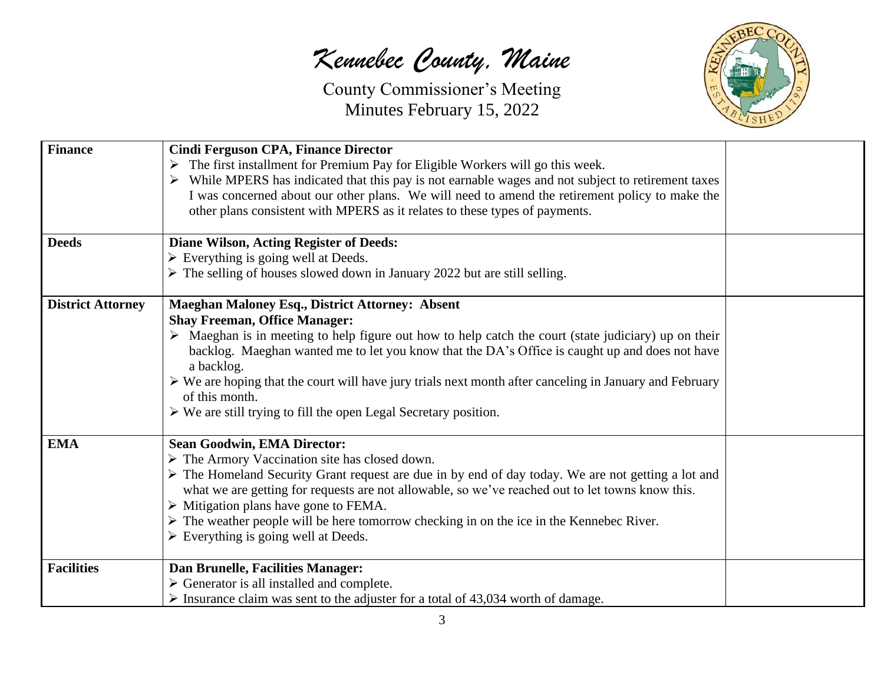# *Kennebec County, Maine*

County Commissioner's Meeting
Minutes February 15, 2022

| | | |
|---|---|---|
| **Finance** | **Cindi Ferguson CPA, Finance Director**<br>➢ The first installment for Premium Pay for Eligible Workers will go this week.<br>➢ While MPERS has indicated that this pay is not earnable wages and not subject to retirement taxes I was concerned about our other plans. We will need to amend the retirement policy to make the other plans consistent with MPERS as it relates to these types of payments. | |
| **Deeds** | **Diane Wilson, Acting Register of Deeds:**<br>➢ Everything is going well at Deeds.<br>➢ The selling of houses slowed down in January 2022 but are still selling. | |
| **District Attorney** | **Maeghan Maloney Esq., District Attorney: Absent**<br>**Shay Freeman, Office Manager:**<br>➢ Maeghan is in meeting to help figure out how to help catch the court (state judiciary) up on their backlog. Maeghan wanted me to let you know that the DA's Office is caught up and does not have a backlog.<br>➢ We are hoping that the court will have jury trials next month after canceling in January and February of this month.<br>➢ We are still trying to fill the open Legal Secretary position. | |
| **EMA** | **Sean Goodwin, EMA Director:**<br>➢ The Armory Vaccination site has closed down.<br>➢ The Homeland Security Grant request are due in by end of day today. We are not getting a lot and what we are getting for requests are not allowable, so we've reached out to let towns know this.<br>➢ Mitigation plans have gone to FEMA.<br>➢ The weather people will be here tomorrow checking in on the ice in the Kennebec River.<br>➢ Everything is going well at Deeds. | |
| **Facilities** | **Dan Brunelle, Facilities Manager:**<br>➢ Generator is all installed and complete.<br>➢ Insurance claim was sent to the adjuster for a total of 43,034 worth of damage. | |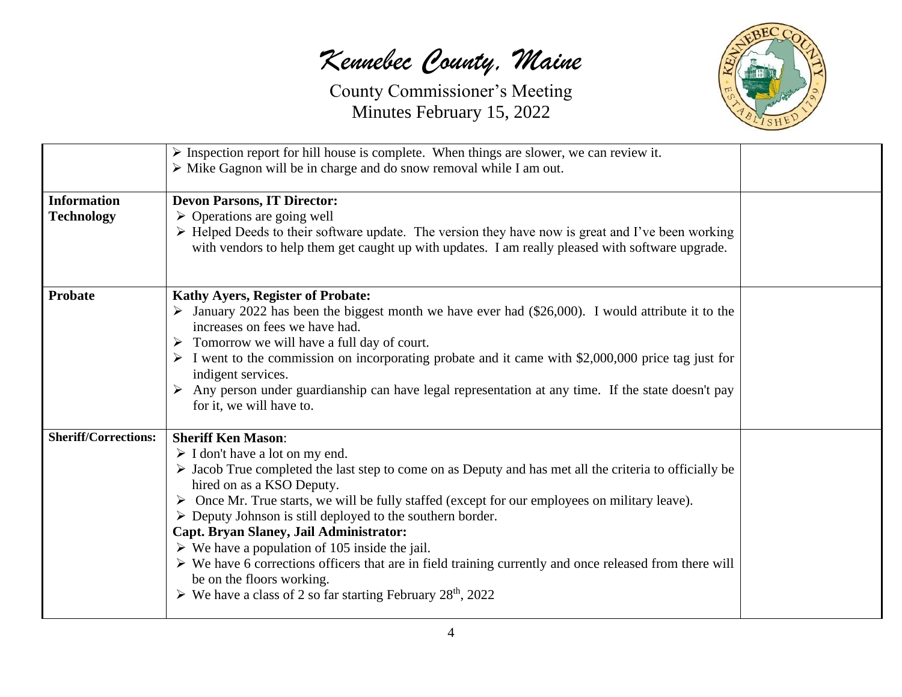| | | |
|---|---|---|
| | ➢ Inspection report for hill house is complete. When things are slower, we can review it.<br>➢ Mike Gagnon will be in charge and do snow removal while I am out. | |
| **Information Technology** | **Devon Parsons, IT Director:**<br>➢ Operations are going well<br>➢ Helped Deeds to their software update. The version they have now is great and I've been working with vendors to help them get caught up with updates. I am really pleased with software upgrade. | |
| **Probate** | **Kathy Ayers, Register of Probate:**<br>➢ January 2022 has been the biggest month we have ever had ($26,000). I would attribute it to the increases on fees we have had.<br>➢ Tomorrow we will have a full day of court.<br>➢ I went to the commission on incorporating probate and it came with $2,000,000 price tag just for indigent services.<br>➢ Any person under guardianship can have legal representation at any time. If the state doesn't pay for it, we will have to. | |
| **Sheriff/Corrections:** | **Sheriff Ken Mason**:<br>➢ I don't have a lot on my end.<br>➢ Jacob True completed the last step to come on as Deputy and has met all the criteria to officially be hired on as a KSO Deputy.<br>➢ Once Mr. True starts, we will be fully staffed (except for our employees on military leave).<br>➢ Deputy Johnson is still deployed to the southern border.<br>**Capt. Bryan Slaney, Jail Administrator:**<br>➢ We have a population of 105 inside the jail.<br>➢ We have 6 corrections officers that are in field training currently and once released from there will be on the floors working.<br>➢ We have a class of 2 so far starting February 28th, 2022 | |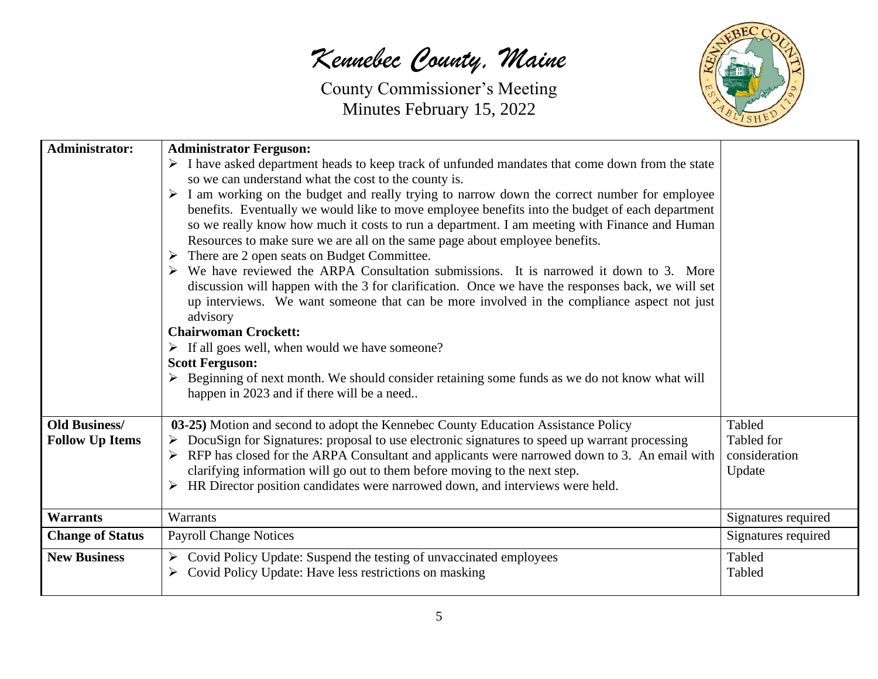*Kennebec County, Maine*

County Commissioner's Meeting
Minutes February 15, 2022

| | | |
|---|---|---|
| **Administrator:** | **Administrator Ferguson:**<br>➢ I have asked department heads to keep track of unfunded mandates that come down from the state so we can understand what the cost to the county is.<br>➢ I am working on the budget and really trying to narrow down the correct number for employee benefits. Eventually we would like to move employee benefits into the budget of each department so we really know how much it costs to run a department. I am meeting with Finance and Human Resources to make sure we are all on the same page about employee benefits.<br>➢ There are 2 open seats on Budget Committee.<br>➢ We have reviewed the ARPA Consultation submissions. It is narrowed it down to 3. More discussion will happen with the 3 for clarification. Once we have the responses back, we will set up interviews. We want someone that can be more involved in the compliance aspect not just advisory<br>**Chairwoman Crockett:**<br>➢ If all goes well, when would we have someone?<br>**Scott Ferguson:**<br>➢ Beginning of next month. We should consider retaining some funds as we do not know what will happen in 2023 and if there will be a need.. | |
| **Old Business/ Follow Up Items** | **03-25)** Motion and second to adopt the Kennebec County Education Assistance Policy<br>➢ DocuSign for Signatures: proposal to use electronic signatures to speed up warrant processing<br>➢ RFP has closed for the ARPA Consultant and applicants were narrowed down to 3. An email with clarifying information will go out to them before moving to the next step.<br>➢ HR Director position candidates were narrowed down, and interviews were held. | Tabled<br>Tabled for consideration<br>Update |
| **Warrants** | Warrants | Signatures required |
| **Change of Status** | Payroll Change Notices | Signatures required |
| **New Business** | ➢ Covid Policy Update: Suspend the testing of unvaccinated employees<br>➢ Covid Policy Update: Have less restrictions on masking | Tabled<br>Tabled |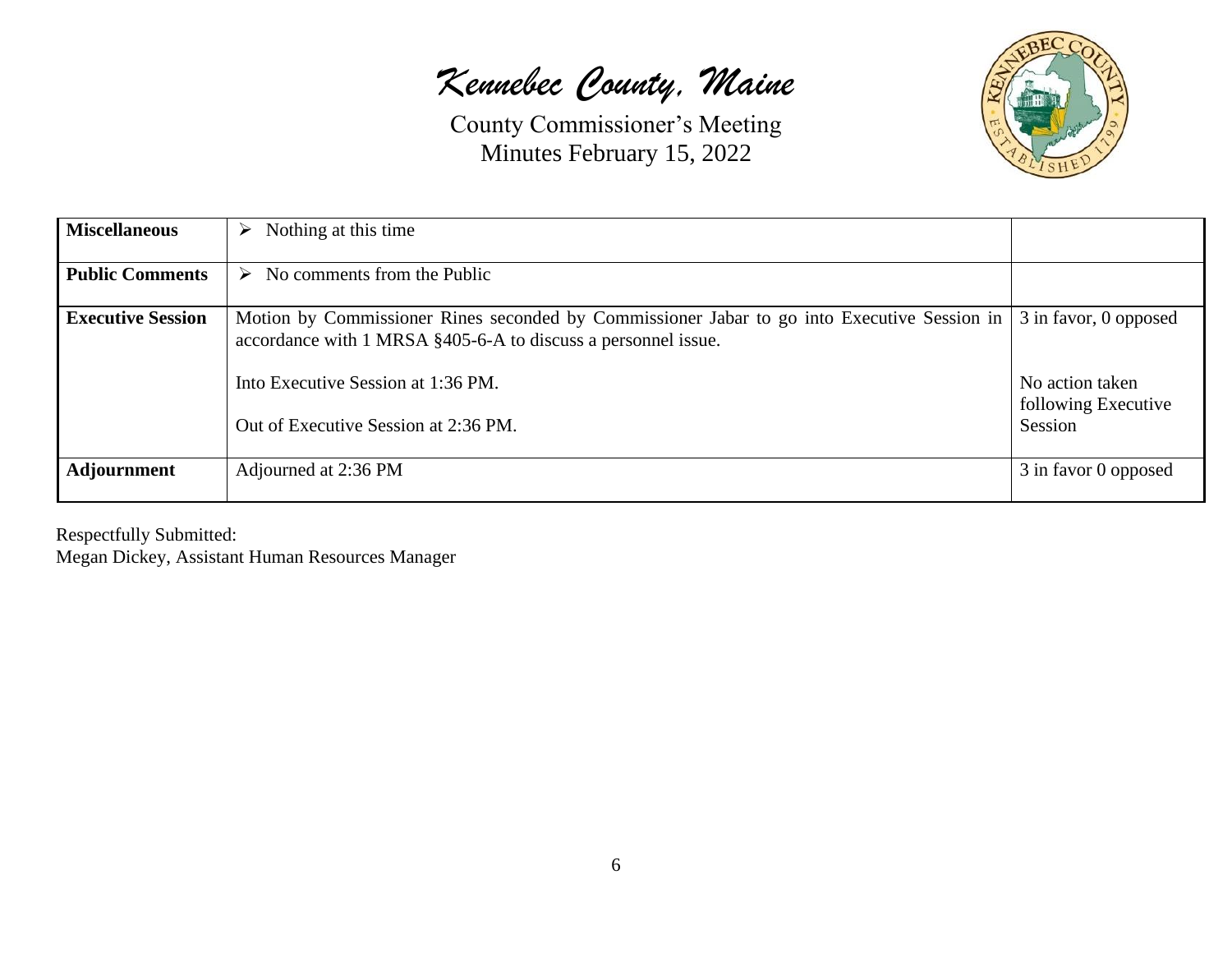| Miscellaneous | ➢ Nothing at this time | |
|---|---|---|
| **Public Comments** | ➢ No comments from the Public | |
| **Executive Session** | Motion by Commissioner Rines seconded by Commissioner Jabar to go into Executive Session in accordance with 1 MRSA §405-6-A to discuss a personnel issue.<br><br>Into Executive Session at 1:36 PM.<br><br>Out of Executive Session at 2:36 PM. | 3 in favor, 0 opposed<br><br>No action taken following Executive Session |
| **Adjournment** | Adjourned at 2:36 PM | 3 in favor 0 opposed |

Respectfully Submitted:
Megan Dickey, Assistant Human Resources Manager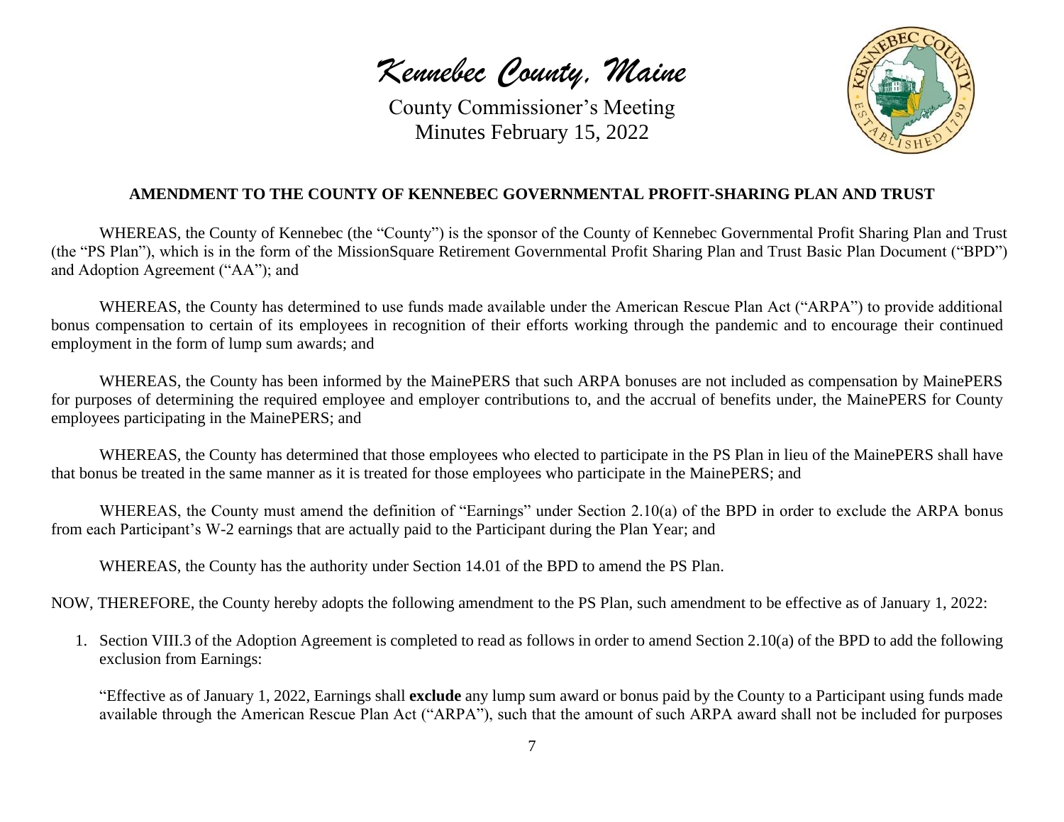## AMENDMENT TO THE COUNTY OF KENNEBEC GOVERNMENTAL PROFIT-SHARING PLAN AND TRUST

WHEREAS, the County of Kennebec (the "County") is the sponsor of the County of Kennebec Governmental Profit Sharing Plan and Trust (the "PS Plan"), which is in the form of the MissionSquare Retirement Governmental Profit Sharing Plan and Trust Basic Plan Document ("BPD") and Adoption Agreement ("AA"); and

WHEREAS, the County has determined to use funds made available under the American Rescue Plan Act ("ARPA") to provide additional bonus compensation to certain of its employees in recognition of their efforts working through the pandemic and to encourage their continued employment in the form of lump sum awards; and

WHEREAS, the County has been informed by the MainePERS that such ARPA bonuses are not included as compensation by MainePERS for purposes of determining the required employee and employer contributions to, and the accrual of benefits under, the MainePERS for County employees participating in the MainePERS; and

WHEREAS, the County has determined that those employees who elected to participate in the PS Plan in lieu of the MainePERS shall have that bonus be treated in the same manner as it is treated for those employees who participate in the MainePERS; and

WHEREAS, the County must amend the definition of "Earnings" under Section 2.10(a) of the BPD in order to exclude the ARPA bonus from each Participant's W-2 earnings that are actually paid to the Participant during the Plan Year; and

WHEREAS, the County has the authority under Section 14.01 of the BPD to amend the PS Plan.

NOW, THEREFORE, the County hereby adopts the following amendment to the PS Plan, such amendment to be effective as of January 1, 2022:

1. Section VIII.3 of the Adoption Agreement is completed to read as follows in order to amend Section 2.10(a) of the BPD to add the following exclusion from Earnings:

   "Effective as of January 1, 2022, Earnings shall **exclude** any lump sum award or bonus paid by the County to a Participant using funds made available through the American Rescue Plan Act ("ARPA"), such that the amount of such ARPA award shall not be included for purposes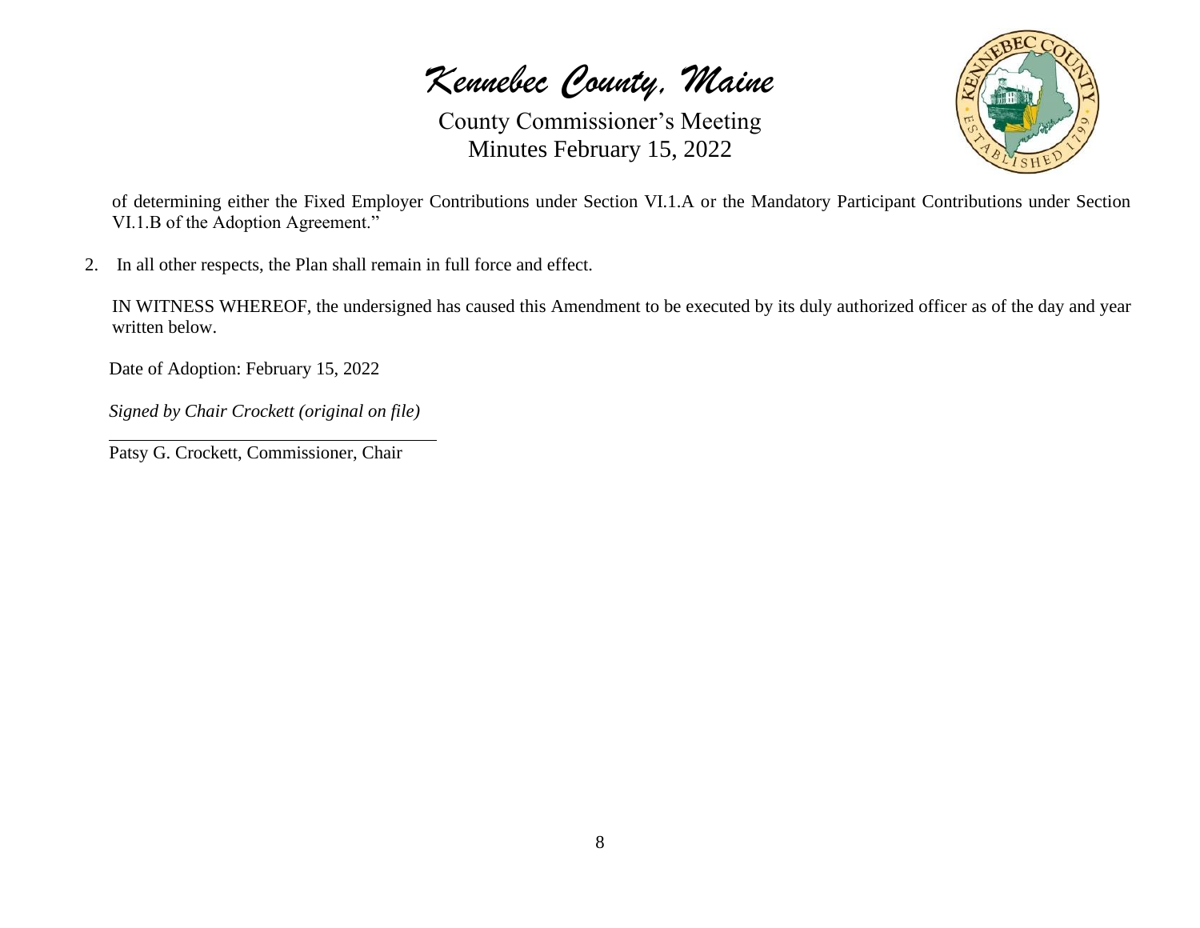of determining either the Fixed Employer Contributions under Section VI.1.A or the Mandatory Participant Contributions under Section VI.1.B of the Adoption Agreement."

2. In all other respects, the Plan shall remain in full force and effect.

IN WITNESS WHEREOF, the undersigned has caused this Amendment to be executed by its duly authorized officer as of the day and year written below.

Date of Adoption: February 15, 2022

*Signed by Chair Crockett (original on file)*

Patsy G. Crockett, Commissioner, Chair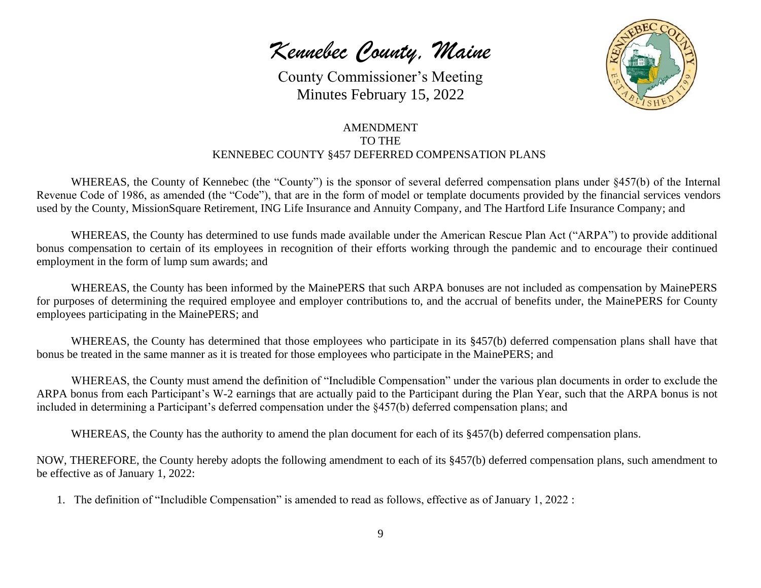# *Kennebec County, Maine*

County Commissioner's Meeting
Minutes February 15, 2022

## AMENDMENT
## TO THE
## KENNEBEC COUNTY §457 DEFERRED COMPENSATION PLANS

WHEREAS, the County of Kennebec (the "County") is the sponsor of several deferred compensation plans under §457(b) of the Internal Revenue Code of 1986, as amended (the "Code"), that are in the form of model or template documents provided by the financial services vendors used by the County, MissionSquare Retirement, ING Life Insurance and Annuity Company, and The Hartford Life Insurance Company; and

WHEREAS, the County has determined to use funds made available under the American Rescue Plan Act ("ARPA") to provide additional bonus compensation to certain of its employees in recognition of their efforts working through the pandemic and to encourage their continued employment in the form of lump sum awards; and

WHEREAS, the County has been informed by the MainePERS that such ARPA bonuses are not included as compensation by MainePERS for purposes of determining the required employee and employer contributions to, and the accrual of benefits under, the MainePERS for County employees participating in the MainePERS; and

WHEREAS, the County has determined that those employees who participate in its §457(b) deferred compensation plans shall have that bonus be treated in the same manner as it is treated for those employees who participate in the MainePERS; and

WHEREAS, the County must amend the definition of "Includible Compensation" under the various plan documents in order to exclude the ARPA bonus from each Participant's W-2 earnings that are actually paid to the Participant during the Plan Year, such that the ARPA bonus is not included in determining a Participant's deferred compensation under the §457(b) deferred compensation plans; and

WHEREAS, the County has the authority to amend the plan document for each of its §457(b) deferred compensation plans.

NOW, THEREFORE, the County hereby adopts the following amendment to each of its §457(b) deferred compensation plans, such amendment to be effective as of January 1, 2022:

1. The definition of "Includible Compensation" is amended to read as follows, effective as of January 1, 2022 :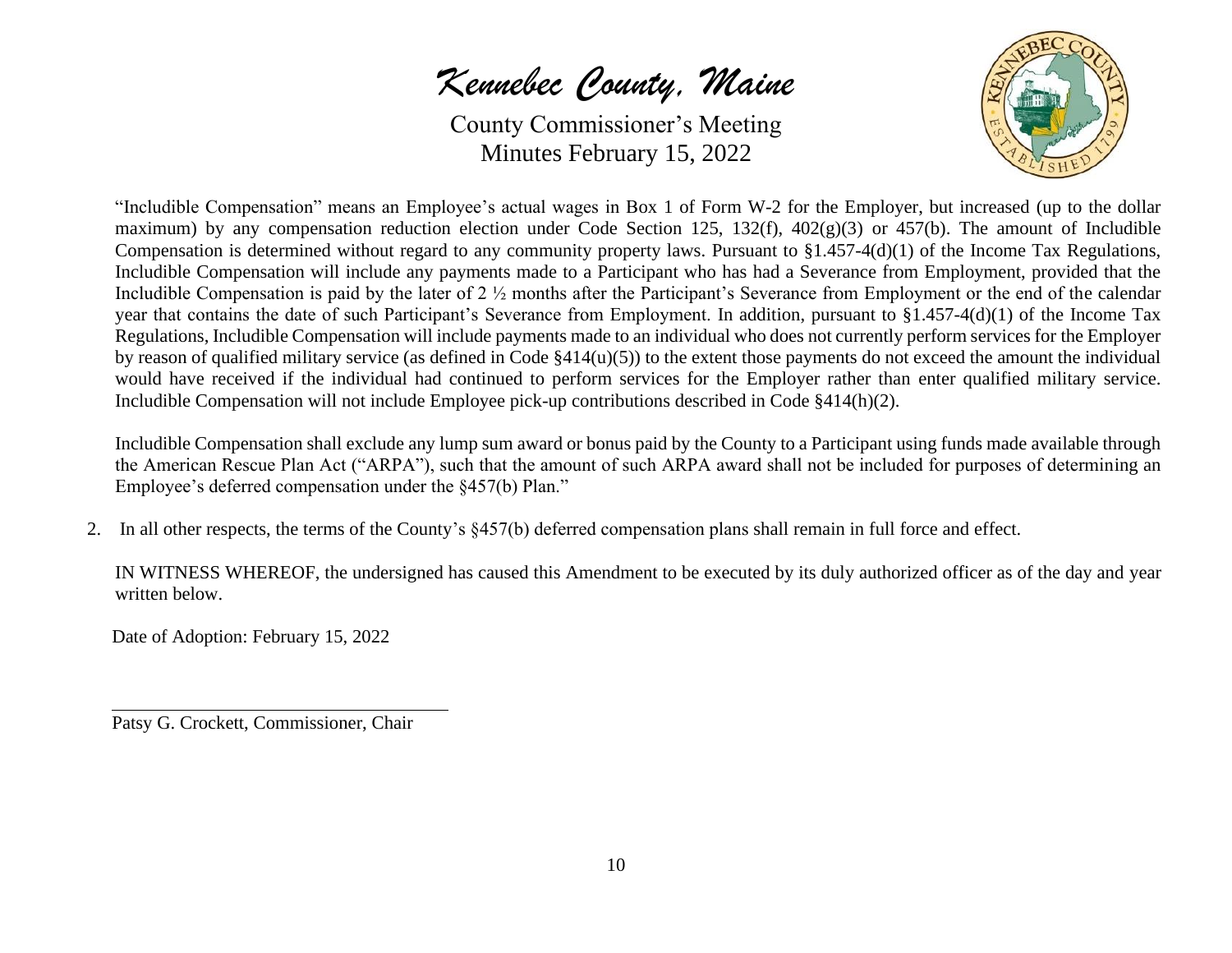"Includible Compensation" means an Employee's actual wages in Box 1 of Form W-2 for the Employer, but increased (up to the dollar maximum) by any compensation reduction election under Code Section 125, 132(f), 402(g)(3) or 457(b). The amount of Includible Compensation is determined without regard to any community property laws. Pursuant to §1.457-4(d)(1) of the Income Tax Regulations, Includible Compensation will include any payments made to a Participant who has had a Severance from Employment, provided that the Includible Compensation is paid by the later of 2 ½ months after the Participant's Severance from Employment or the end of the calendar year that contains the date of such Participant's Severance from Employment. In addition, pursuant to §1.457-4(d)(1) of the Income Tax Regulations, Includible Compensation will include payments made to an individual who does not currently perform services for the Employer by reason of qualified military service (as defined in Code §414(u)(5)) to the extent those payments do not exceed the amount the individual would have received if the individual had continued to perform services for the Employer rather than enter qualified military service. Includible Compensation will not include Employee pick-up contributions described in Code §414(h)(2).

Includible Compensation shall exclude any lump sum award or bonus paid by the County to a Participant using funds made available through the American Rescue Plan Act ("ARPA"), such that the amount of such ARPA award shall not be included for purposes of determining an Employee's deferred compensation under the §457(b) Plan."

2. In all other respects, the terms of the County's §457(b) deferred compensation plans shall remain in full force and effect.

IN WITNESS WHEREOF, the undersigned has caused this Amendment to be executed by its duly authorized officer as of the day and year written below.

Date of Adoption: February 15, 2022

\_\_\_\_\_\_\_\_\_\_\_\_\_\_\_\_\_\_\_\_\_\_\_\_\_\_\_\_\_\_\_\_\_\_\_\_

Patsy G. Crockett, Commissioner, Chair